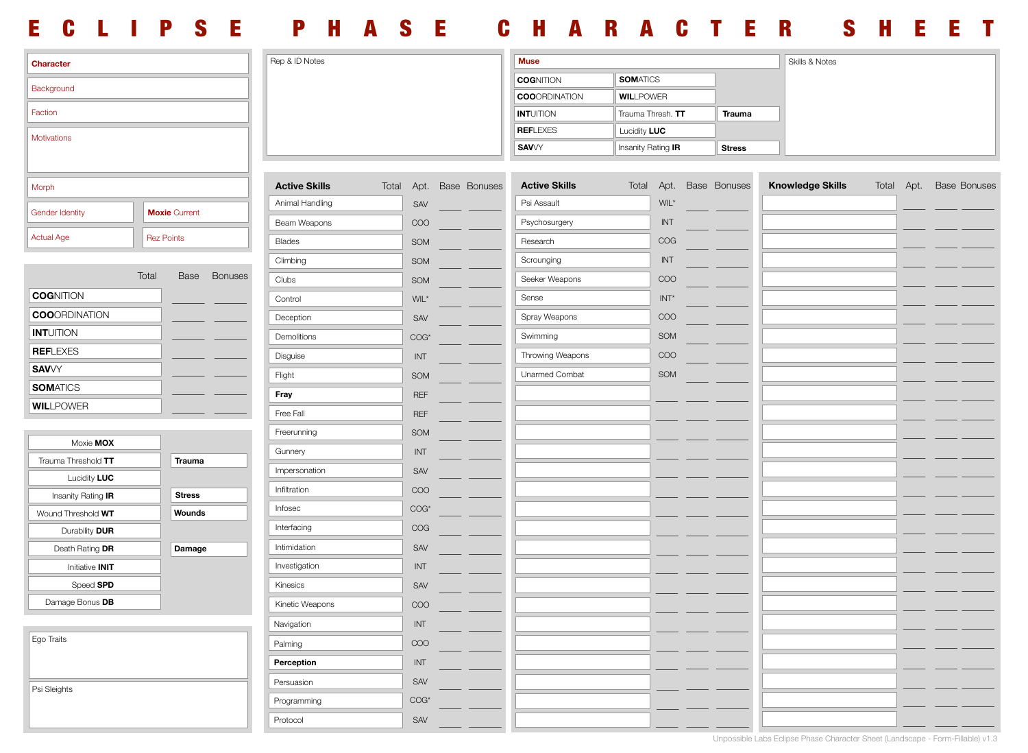# E C L I P S E  P H A S E  C H A R A C T E R  S H E E T

**Character**

Background

Faction

Motivations

Morph

Gender Identity | **Moxie** Current

Actual Age | Rez Points

Rep & ID Notes

**Muse**

| | | |
|---|---|---|
| **COG**NITION | **SOM**ATICS | |
| **COO**RDINATION | **WIL**LPOWER | |
| **INT**UITION | Trauma Thresh. **TT** | **Trauma** |
| **REF**LEXES | Lucidity **LUC** | |
| **SAV**VY | Insanity Rating **IR** | **Stress** |

Skills & Notes

| | Total | Base | Bonuses |
|---|---|---|---|
| **COG**NITION | | | |
| **COO**RDINATION | | | |
| **INT**UITION | | | |
| **REF**LEXES | | | |
| **SAV**VY | | | |
| **SOM**ATICS | | | |
| **WIL**LPOWER | | | |

| | |
|---|---|
| Moxie **MOX** | |
| Trauma Threshold **TT** | **Trauma** |
| Lucidity **LUC** | |
| Insanity Rating **IR** | **Stress** |
| Wound Threshold **WT** | **Wounds** |
| Durability **DUR** | |
| Death Rating **DR** | **Damage** |
| Initiative **INIT** | |
| Speed **SPD** | |
| Damage Bonus **DB** | |

Ego Traits

Psi Sleights

| Active Skills | Total | Apt. | Base | Bonuses |
|---|---|---|---|---|
| Animal Handling | | SAV | | |
| Beam Weapons | | COO | | |
| Blades | | SOM | | |
| Climbing | | SOM | | |
| Clubs | | SOM | | |
| Control | | WIL* | | |
| Deception | | SAV | | |
| Demolitions | | COG* | | |
| Disguise | | INT | | |
| Flight | | SOM | | |
| **Fray** | | REF | | |
| Free Fall | | REF | | |
| Freerunning | | SOM | | |
| Gunnery | | INT | | |
| Impersonation | | SAV | | |
| Infiltration | | COO | | |
| Infosec | | COG* | | |
| Interfacing | | COG | | |
| Intimidation | | SAV | | |
| Investigation | | INT | | |
| Kinesics | | SAV | | |
| Kinetic Weapons | | COO | | |
| Navigation | | INT | | |
| Palming | | COO | | |
| **Perception** | | INT | | |
| Persuasion | | SAV | | |
| Programming | | COG* | | |
| Protocol | | SAV | | |

| Active Skills | Total | Apt. | Base | Bonuses |
|---|---|---|---|---|
| Psi Assault | | WIL* | | |
| Psychosurgery | | INT | | |
| Research | | COG | | |
| Scrounging | | INT | | |
| Seeker Weapons | | COO | | |
| Sense | | INT* | | |
| Spray Weapons | | COO | | |
| Swimming | | SOM | | |
| Throwing Weapons | | COO | | |
| Unarmed Combat | | SOM | | |
| | | | | |
| | | | | |
| | | | | |
| | | | | |
| | | | | |
| | | | | |
| | | | | |
| | | | | |
| | | | | |
| | | | | |
| | | | | |
| | | | | |
| | | | | |
| | | | | |
| | | | | |
| | | | | |
| | | | | |
| | | | | |

| Knowledge Skills | Total | Apt. | Base | Bonuses |
|---|---|---|---|---|
| | | | | |
| | | | | |
| | | | | |
| | | | | |
| | | | | |
| | | | | |
| | | | | |
| | | | | |
| | | | | |
| | | | | |
| | | | | |
| | | | | |
| | | | | |
| | | | | |
| | | | | |
| | | | | |
| | | | | |
| | | | | |
| | | | | |
| | | | | |
| | | | | |
| | | | | |
| | | | | |
| | | | | |
| | | | | |
| | | | | |
| | | | | |
| | | | | |

Unpossible Labs Eclipse Phase Character Sheet (Landscape - Form-Fillable) v1.3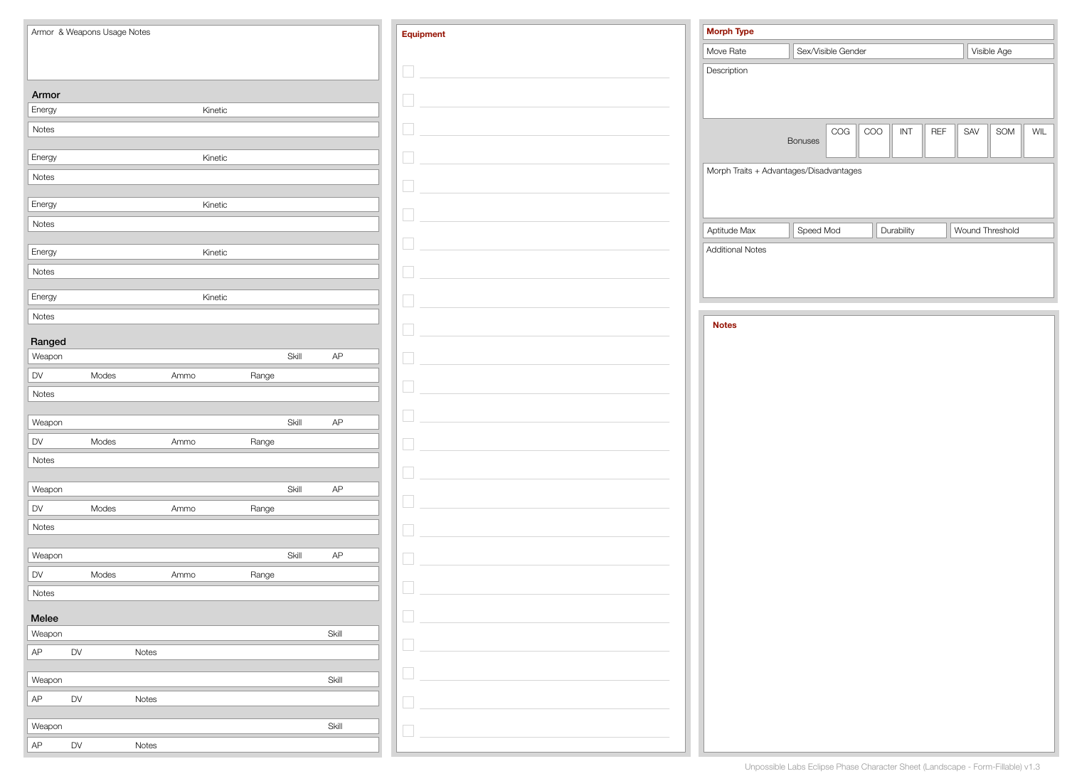Armor & Weapons Usage Notes

## Armor

| | |
|---|---|
| Energy | Kinetic |
| Notes | |
| Energy | Kinetic |
| Notes | |
| Energy | Kinetic |
| Notes | |
| Energy | Kinetic |
| Notes | |
| Energy | Kinetic |
| Notes | |

## Ranged

| | | | | |
|---|---|---|---|---|
| Weapon | | | Skill | AP |
| DV | Modes | Ammo | Range | |
| Notes | | | | |
| Weapon | | | Skill | AP |
| DV | Modes | Ammo | Range | |
| Notes | | | | |
| Weapon | | | Skill | AP |
| DV | Modes | Ammo | Range | |
| Notes | | | | |
| Weapon | | | Skill | AP |
| DV | Modes | Ammo | Range | |
| Notes | | | | |

## Melee

| | | |
|---|---|---|
| Weapon | | Skill |
| AP | DV | Notes |
| Weapon | | Skill |
| AP | DV | Notes |
| Weapon | | Skill |
| AP | DV | Notes |

## Equipment

- [ ] 
- [ ] 
- [ ] 
- [ ] 
- [ ] 
- [ ] 
- [ ] 
- [ ] 
- [ ] 
- [ ] 
- [ ] 
- [ ] 
- [ ] 
- [ ] 
- [ ] 
- [ ] 
- [ ] 
- [ ] 
- [ ] 
- [ ] 
- [ ] 
- [ ] 
- [ ] 
- [ ] 

## Morph Type

| | | |
|---|---|---|
| Move Rate | Sex/Visible Gender | Visible Age |

Description

| | | | | | | | |
|---|---|---|---|---|---|---|---|
| Bonuses | COG | COO | INT | REF | SAV | SOM | WIL |

Morph Traits + Advantages/Disadvantages

| | | | |
|---|---|---|---|
| Aptitude Max | Speed Mod | Durability | Wound Threshold |

Additional Notes

## Notes

Unpossible Labs Eclipse Phase Character Sheet (Landscape - Form-Fillable) v1.3